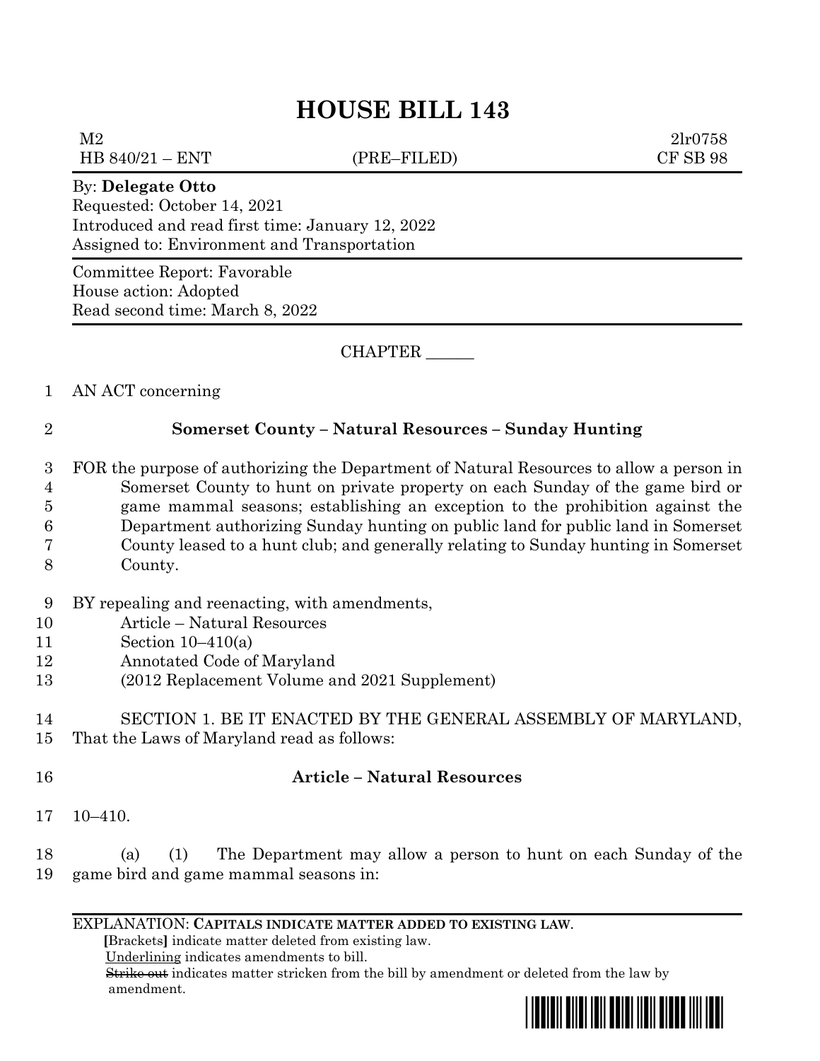# HOUSE BILL 143

M2 2lr0758
HB 840/21 – ENT (PRE–FILED) CF SB 98

By: **Delegate Otto**
Requested: October 14, 2021
Introduced and read first time: January 12, 2022
Assigned to: Environment and Transportation

Committee Report: Favorable
House action: Adopted
Read second time: March 8, 2022

CHAPTER ______

1 AN ACT concerning

2 **Somerset County – Natural Resources – Sunday Hunting**

3 FOR the purpose of authorizing the Department of Natural Resources to allow a person in
4 Somerset County to hunt on private property on each Sunday of the game bird or
5 game mammal seasons; establishing an exception to the prohibition against the
6 Department authorizing Sunday hunting on public land for public land in Somerset
7 County leased to a hunt club; and generally relating to Sunday hunting in Somerset
8 County.

9 BY repealing and reenacting, with amendments,
10 Article – Natural Resources
11 Section 10–410(a)
12 Annotated Code of Maryland
13 (2012 Replacement Volume and 2021 Supplement)

14 SECTION 1. BE IT ENACTED BY THE GENERAL ASSEMBLY OF MARYLAND,
15 That the Laws of Maryland read as follows:

16 **Article – Natural Resources**

17 10–410.

18 (a) (1) The Department may allow a person to hunt on each Sunday of the
19 game bird and game mammal seasons in:

EXPLANATION: **CAPITALS INDICATE MATTER ADDED TO EXISTING LAW.**
**[**Brackets**]** indicate matter deleted from existing law.
Underlining indicates amendments to bill.
~~Strike out~~ indicates matter stricken from the bill by amendment or deleted from the law by amendment.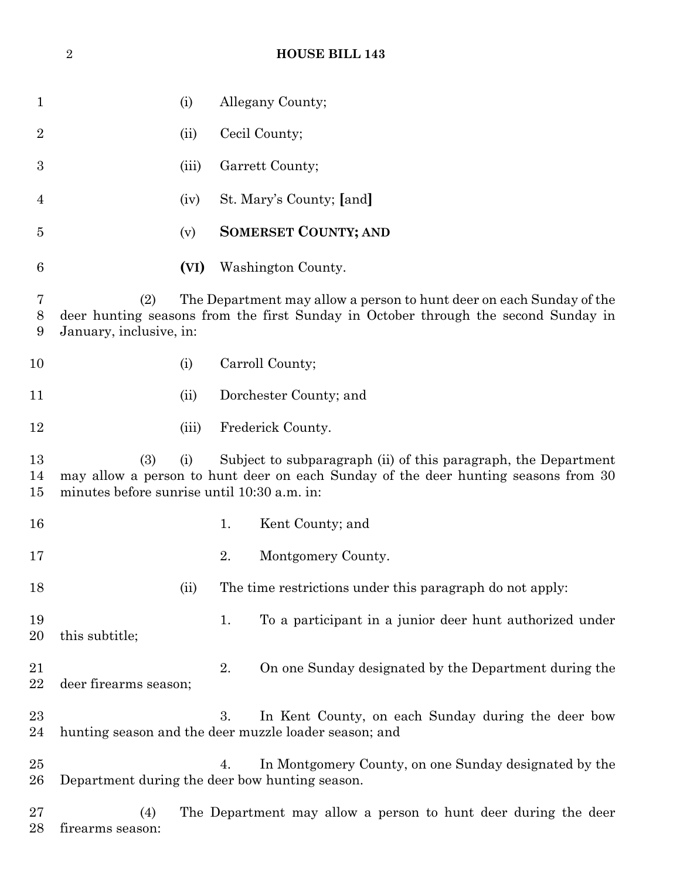(i) Allegany County;

(ii) Cecil County;

(iii) Garrett County;

(iv) St. Mary's County; **[**and**]**

(v) **SOMERSET COUNTY; AND**

**(VI)** Washington County.

(2) The Department may allow a person to hunt deer on each Sunday of the deer hunting seasons from the first Sunday in October through the second Sunday in January, inclusive, in:

(i) Carroll County;

(ii) Dorchester County; and

(iii) Frederick County.

(3) (i) Subject to subparagraph (ii) of this paragraph, the Department may allow a person to hunt deer on each Sunday of the deer hunting seasons from 30 minutes before sunrise until 10:30 a.m. in:

1. Kent County; and

2. Montgomery County.

(ii) The time restrictions under this paragraph do not apply:

1. To a participant in a junior deer hunt authorized under this subtitle;

2. On one Sunday designated by the Department during the deer firearms season;

3. In Kent County, on each Sunday during the deer bow hunting season and the deer muzzle loader season; and

4. In Montgomery County, on one Sunday designated by the Department during the deer bow hunting season.

(4) The Department may allow a person to hunt deer during the deer firearms season: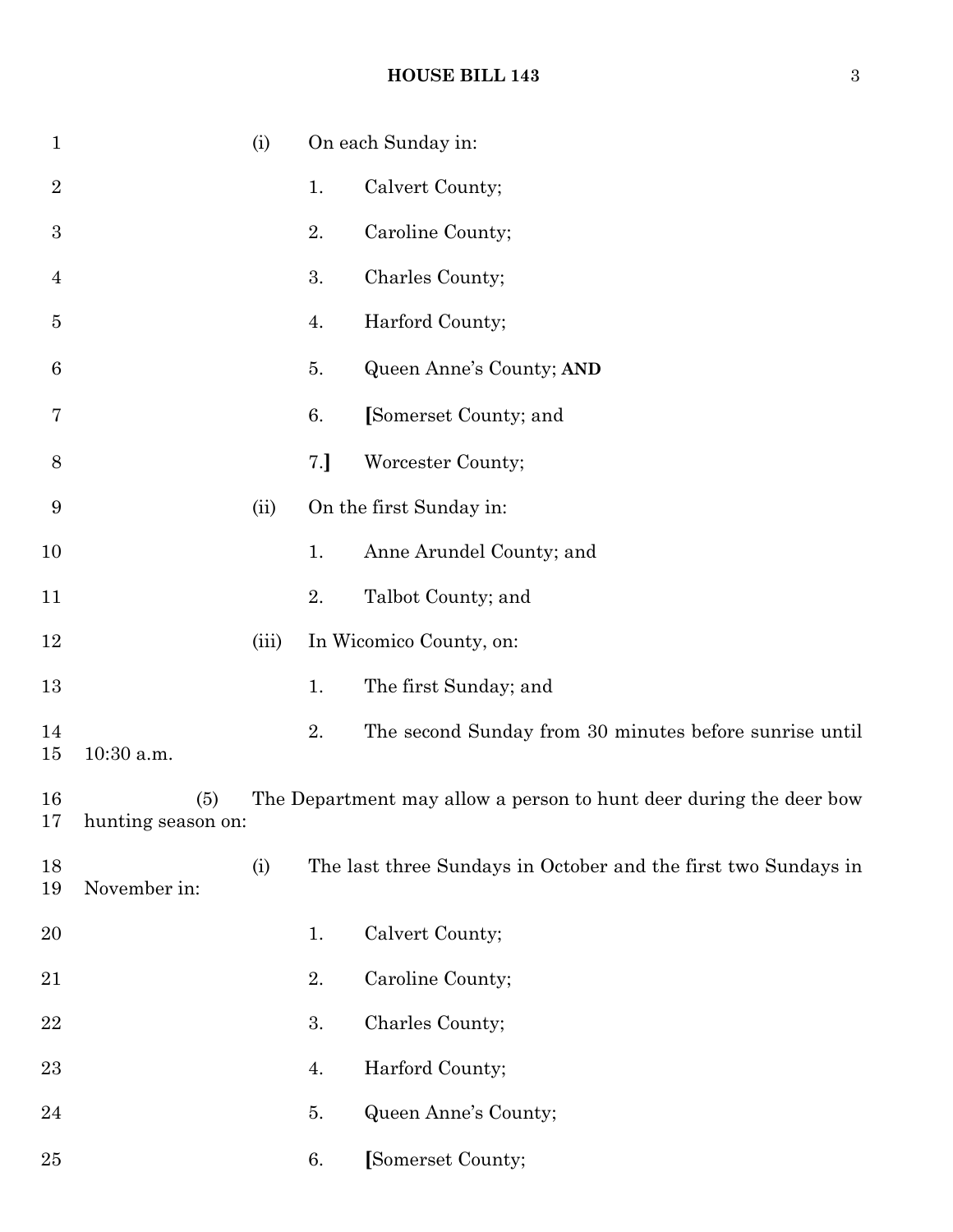(i) On each Sunday in:

1. Calvert County;

2. Caroline County;

3. Charles County;

4. Harford County;

5. Queen Anne's County; **AND**

6. **[**Somerset County; and

7.**]** Worcester County;

(ii) On the first Sunday in:

1. Anne Arundel County; and

2. Talbot County; and

(iii) In Wicomico County, on:

1. The first Sunday; and

2. The second Sunday from 30 minutes before sunrise until 10:30 a.m.

(5) The Department may allow a person to hunt deer during the deer bow hunting season on:

(i) The last three Sundays in October and the first two Sundays in November in:

1. Calvert County;

2. Caroline County;

3. Charles County;

4. Harford County;

5. Queen Anne's County;

6. **[**Somerset County;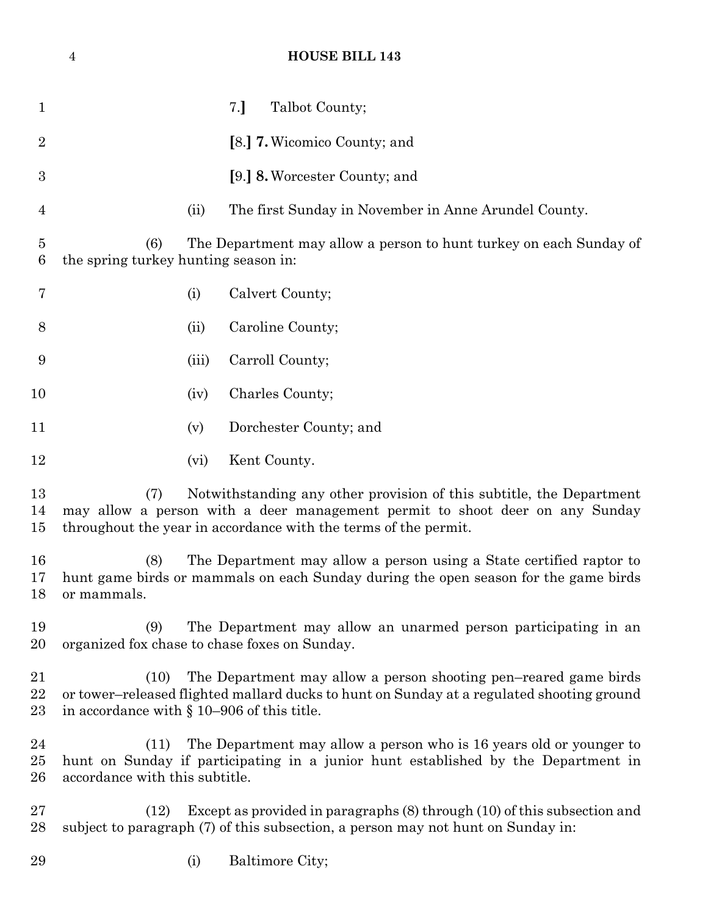7.**]** Talbot County;

**[**8.**]** **7.** Wicomico County; and

**[**9.**]** **8.** Worcester County; and

(ii) The first Sunday in November in Anne Arundel County.

(6) The Department may allow a person to hunt turkey on each Sunday of the spring turkey hunting season in:

(i) Calvert County;

(ii) Caroline County;

(iii) Carroll County;

(iv) Charles County;

(v) Dorchester County; and

(vi) Kent County.

(7) Notwithstanding any other provision of this subtitle, the Department may allow a person with a deer management permit to shoot deer on any Sunday throughout the year in accordance with the terms of the permit.

(8) The Department may allow a person using a State certified raptor to hunt game birds or mammals on each Sunday during the open season for the game birds or mammals.

(9) The Department may allow an unarmed person participating in an organized fox chase to chase foxes on Sunday.

(10) The Department may allow a person shooting pen–reared game birds or tower–released flighted mallard ducks to hunt on Sunday at a regulated shooting ground in accordance with § 10–906 of this title.

(11) The Department may allow a person who is 16 years old or younger to hunt on Sunday if participating in a junior hunt established by the Department in accordance with this subtitle.

(12) Except as provided in paragraphs (8) through (10) of this subsection and subject to paragraph (7) of this subsection, a person may not hunt on Sunday in:

(i) Baltimore City;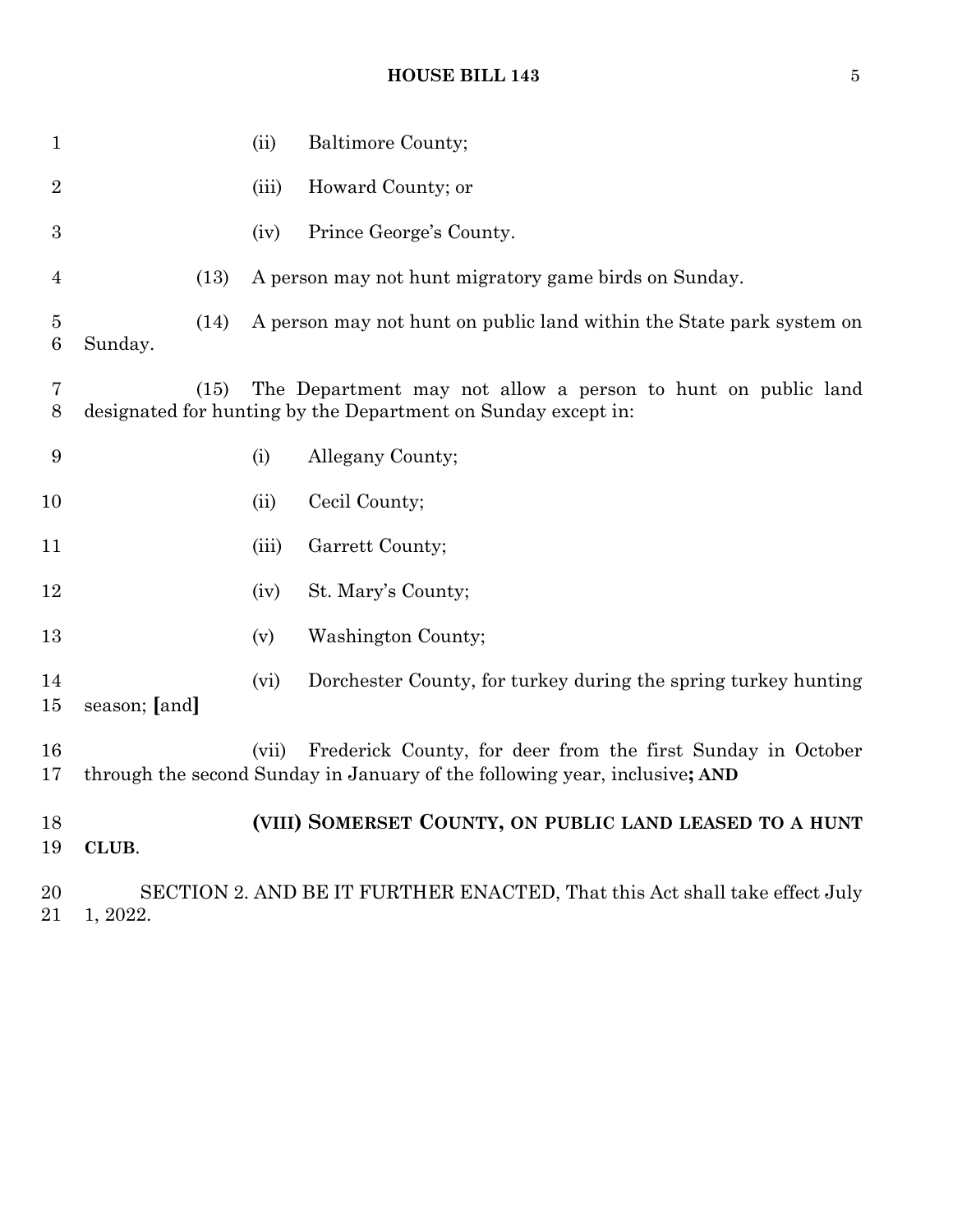(ii) Baltimore County;

(iii) Howard County; or

(iv) Prince George's County.

(13) A person may not hunt migratory game birds on Sunday.

(14) A person may not hunt on public land within the State park system on Sunday.

(15) The Department may not allow a person to hunt on public land designated for hunting by the Department on Sunday except in:

(i) Allegany County;

(ii) Cecil County;

(iii) Garrett County;

(iv) St. Mary's County;

(v) Washington County;

(vi) Dorchester County, for turkey during the spring turkey hunting season; [and]

(vii) Frederick County, for deer from the first Sunday in October through the second Sunday in January of the following year, inclusive**; AND**

**(VIII) SOMERSET COUNTY, ON PUBLIC LAND LEASED TO A HUNT CLUB**.

SECTION 2. AND BE IT FURTHER ENACTED, That this Act shall take effect July 1, 2022.